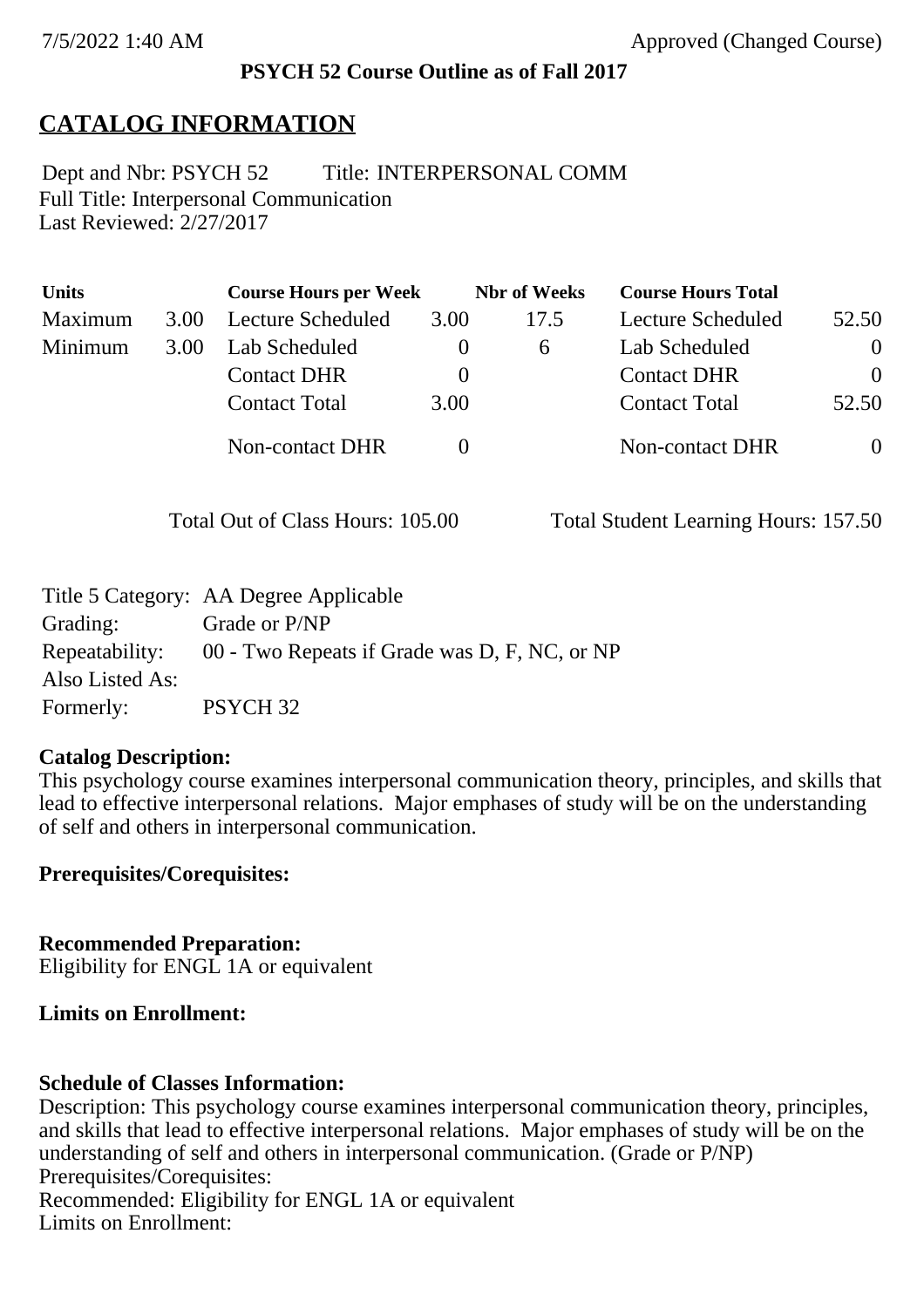**PSYCH 52 Course Outline as of Fall 2017**

# CATALOG INFORMATION

Dept and Nbr: PSYCH 52 Title: INTERPERSONAL COMM
Full Title: Interpersonal Communication
Last Reviewed: 2/27/2017

| Units | | Course Hours per Week | | Nbr of Weeks | Course Hours Total | |
|---|---|---|---|---|---|---|
| Maximum | 3.00 | Lecture Scheduled | 3.00 | 17.5 | Lecture Scheduled | 52.50 |
| Minimum | 3.00 | Lab Scheduled | 0 | 6 | Lab Scheduled | 0 |
| | | Contact DHR | 0 | | Contact DHR | 0 |
| | | Contact Total | 3.00 | | Contact Total | 52.50 |
| | | Non-contact DHR | 0 | | Non-contact DHR | 0 |

Total Out of Class Hours: 105.00 Total Student Learning Hours: 157.50

Title 5 Category: AA Degree Applicable
Grading: Grade or P/NP
Repeatability: 00 - Two Repeats if Grade was D, F, NC, or NP
Also Listed As:
Formerly: PSYCH 32

**Catalog Description:**
This psychology course examines interpersonal communication theory, principles, and skills that lead to effective interpersonal relations. Major emphases of study will be on the understanding of self and others in interpersonal communication.

**Prerequisites/Corequisites:**

**Recommended Preparation:**
Eligibility for ENGL 1A or equivalent

**Limits on Enrollment:**

**Schedule of Classes Information:**
Description: This psychology course examines interpersonal communication theory, principles, and skills that lead to effective interpersonal relations. Major emphases of study will be on the understanding of self and others in interpersonal communication. (Grade or P/NP)
Prerequisites/Corequisites:
Recommended: Eligibility for ENGL 1A or equivalent
Limits on Enrollment: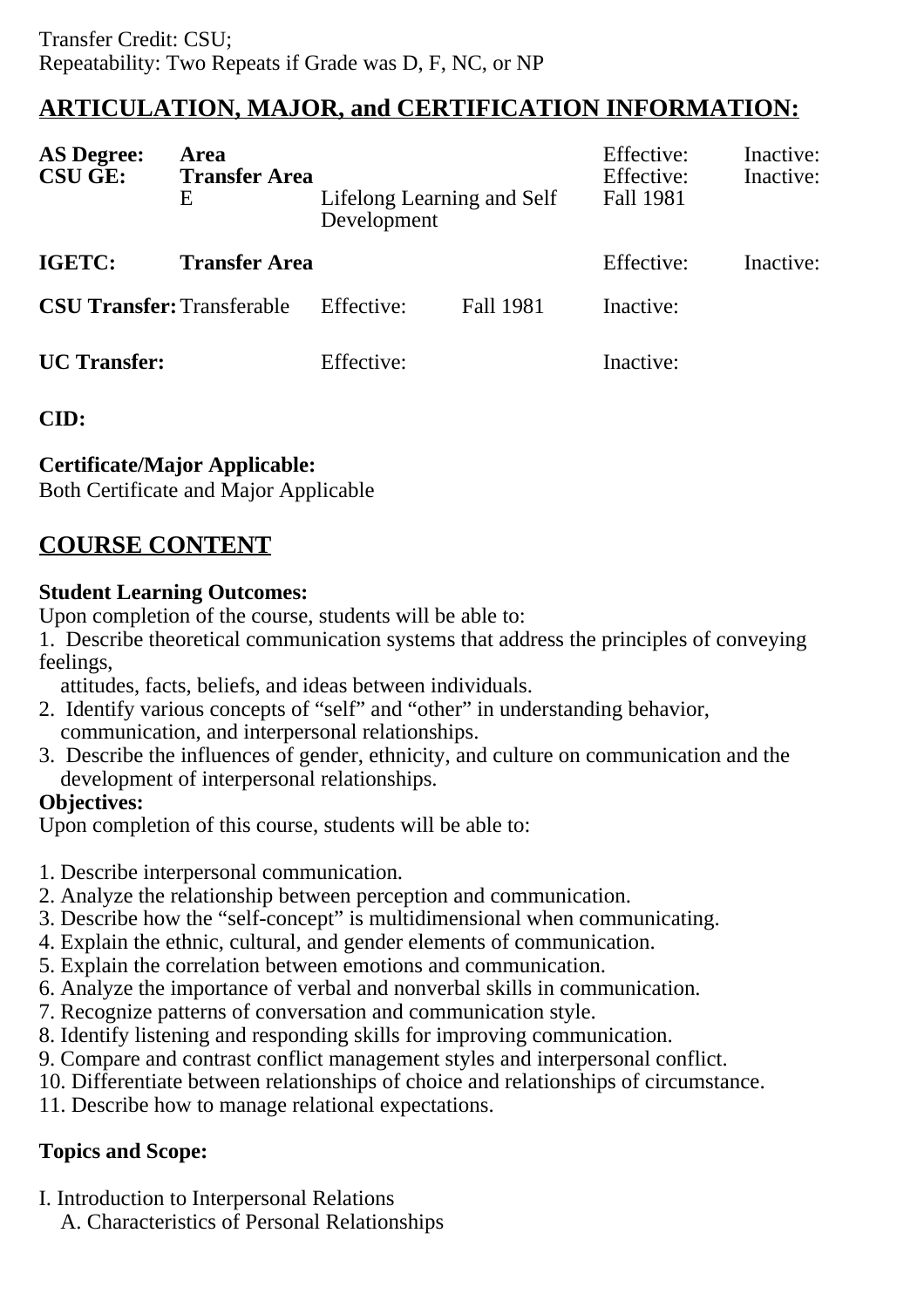Transfer Credit: CSU;
Repeatability: Two Repeats if Grade was D, F, NC, or NP

## ARTICULATION, MAJOR, and CERTIFICATION INFORMATION:

| | | | | | |
|---|---|---|---|---|---|
| **AS Degree:** | **Area** | | | Effective: | Inactive: |
| **CSU GE:** | **Transfer Area** | | | Effective: | Inactive: |
| | E | Lifelong Learning and Self Development | | Fall 1981 | |
| **IGETC:** | **Transfer Area** | | | Effective: | Inactive: |
| **CSU Transfer:** | Transferable | Effective: | Fall 1981 | Inactive: | |
| **UC Transfer:** | | Effective: | | Inactive: | |

**CID:**

**Certificate/Major Applicable:**
Both Certificate and Major Applicable

## COURSE CONTENT

**Student Learning Outcomes:**
Upon completion of the course, students will be able to:
1. Describe theoretical communication systems that address the principles of conveying feelings, attitudes, facts, beliefs, and ideas between individuals.
2. Identify various concepts of "self" and "other" in understanding behavior, communication, and interpersonal relationships.
3. Describe the influences of gender, ethnicity, and culture on communication and the development of interpersonal relationships.

**Objectives:**
Upon completion of this course, students will be able to:

1. Describe interpersonal communication.
2. Analyze the relationship between perception and communication.
3. Describe how the "self-concept" is multidimensional when communicating.
4. Explain the ethnic, cultural, and gender elements of communication.
5. Explain the correlation between emotions and communication.
6. Analyze the importance of verbal and nonverbal skills in communication.
7. Recognize patterns of conversation and communication style.
8. Identify listening and responding skills for improving communication.
9. Compare and contrast conflict management styles and interpersonal conflict.
10. Differentiate between relationships of choice and relationships of circumstance.
11. Describe how to manage relational expectations.

**Topics and Scope:**

I. Introduction to Interpersonal Relations
   A. Characteristics of Personal Relationships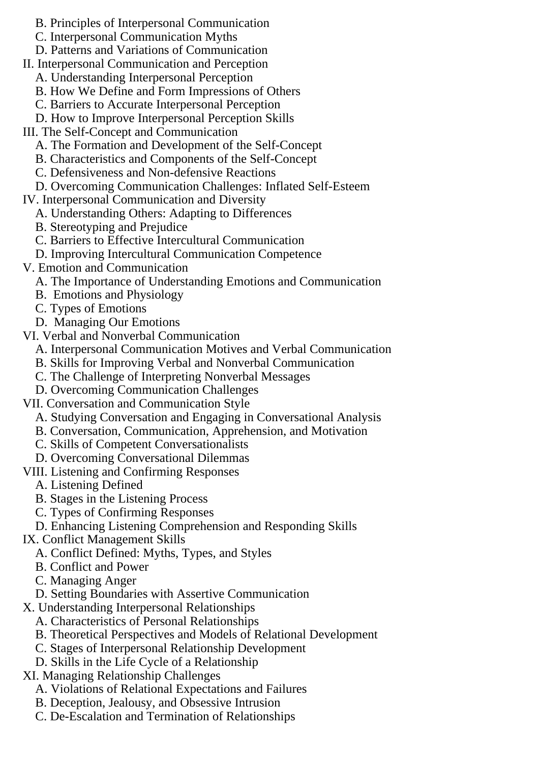- B. Principles of Interpersonal Communication
  - C. Interpersonal Communication Myths
  - D. Patterns and Variations of Communication
- II. Interpersonal Communication and Perception
  - A. Understanding Interpersonal Perception
  - B. How We Define and Form Impressions of Others
  - C. Barriers to Accurate Interpersonal Perception
  - D. How to Improve Interpersonal Perception Skills
- III. The Self-Concept and Communication
  - A. The Formation and Development of the Self-Concept
  - B. Characteristics and Components of the Self-Concept
  - C. Defensiveness and Non-defensive Reactions
  - D. Overcoming Communication Challenges: Inflated Self-Esteem
- IV. Interpersonal Communication and Diversity
  - A. Understanding Others: Adapting to Differences
  - B. Stereotyping and Prejudice
  - C. Barriers to Effective Intercultural Communication
  - D. Improving Intercultural Communication Competence
- V. Emotion and Communication
  - A. The Importance of Understanding Emotions and Communication
  - B. Emotions and Physiology
  - C. Types of Emotions
  - D. Managing Our Emotions
- VI. Verbal and Nonverbal Communication
  - A. Interpersonal Communication Motives and Verbal Communication
  - B. Skills for Improving Verbal and Nonverbal Communication
  - C. The Challenge of Interpreting Nonverbal Messages
  - D. Overcoming Communication Challenges
- VII. Conversation and Communication Style
  - A. Studying Conversation and Engaging in Conversational Analysis
  - B. Conversation, Communication, Apprehension, and Motivation
  - C. Skills of Competent Conversationalists
  - D. Overcoming Conversational Dilemmas
- VIII. Listening and Confirming Responses
  - A. Listening Defined
  - B. Stages in the Listening Process
  - C. Types of Confirming Responses
  - D. Enhancing Listening Comprehension and Responding Skills
- IX. Conflict Management Skills
  - A. Conflict Defined: Myths, Types, and Styles
  - B. Conflict and Power
  - C. Managing Anger
  - D. Setting Boundaries with Assertive Communication
- X. Understanding Interpersonal Relationships
  - A. Characteristics of Personal Relationships
  - B. Theoretical Perspectives and Models of Relational Development
  - C. Stages of Interpersonal Relationship Development
  - D. Skills in the Life Cycle of a Relationship
- XI. Managing Relationship Challenges
  - A. Violations of Relational Expectations and Failures
  - B. Deception, Jealousy, and Obsessive Intrusion
  - C. De-Escalation and Termination of Relationships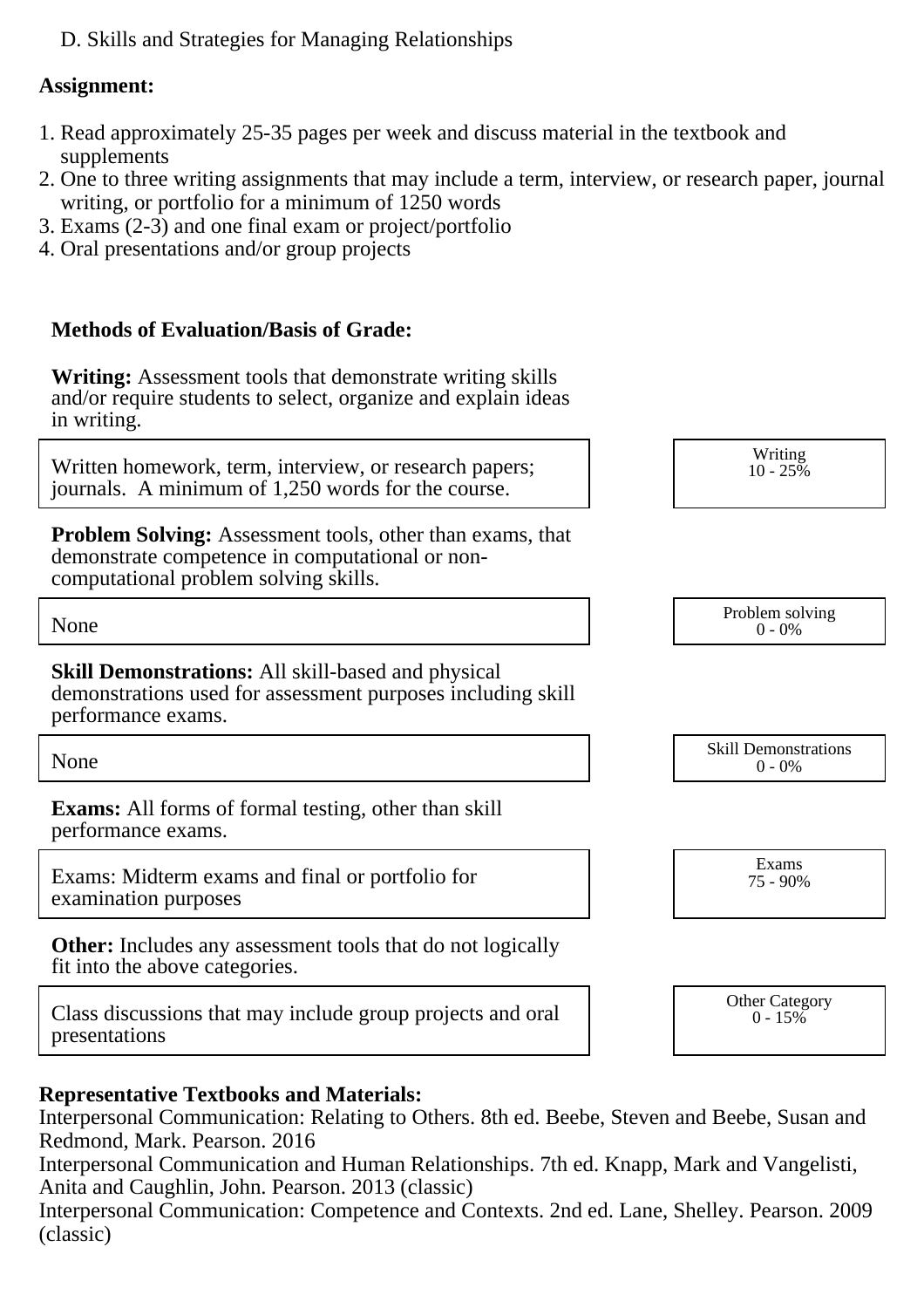D. Skills and Strategies for Managing Relationships

**Assignment:**

1. Read approximately 25-35 pages per week and discuss material in the textbook and supplements
2. One to three writing assignments that may include a term, interview, or research paper, journal writing, or portfolio for a minimum of 1250 words
3. Exams (2-3) and one final exam or project/portfolio
4. Oral presentations and/or group projects

**Methods of Evaluation/Basis of Grade:**

**Writing:** Assessment tools that demonstrate writing skills and/or require students to select, organize and explain ideas in writing.

| | |
|---|---|
| Written homework, term, interview, or research papers; journals. A minimum of 1,250 words for the course. | Writing<br>10 - 25% |

**Problem Solving:** Assessment tools, other than exams, that demonstrate competence in computational or non-computational problem solving skills.

| | |
|---|---|
| None | Problem solving<br>0 - 0% |

**Skill Demonstrations:** All skill-based and physical demonstrations used for assessment purposes including skill performance exams.

| | |
|---|---|
| None | Skill Demonstrations<br>0 - 0% |

**Exams:** All forms of formal testing, other than skill performance exams.

| | |
|---|---|
| Exams: Midterm exams and final or portfolio for examination purposes | Exams<br>75 - 90% |

**Other:** Includes any assessment tools that do not logically fit into the above categories.

| | |
|---|---|
| Class discussions that may include group projects and oral presentations | Other Category<br>0 - 15% |

**Representative Textbooks and Materials:**

Interpersonal Communication: Relating to Others. 8th ed. Beebe, Steven and Beebe, Susan and Redmond, Mark. Pearson. 2016

Interpersonal Communication and Human Relationships. 7th ed. Knapp, Mark and Vangelisti, Anita and Caughlin, John. Pearson. 2013 (classic)

Interpersonal Communication: Competence and Contexts. 2nd ed. Lane, Shelley. Pearson. 2009 (classic)